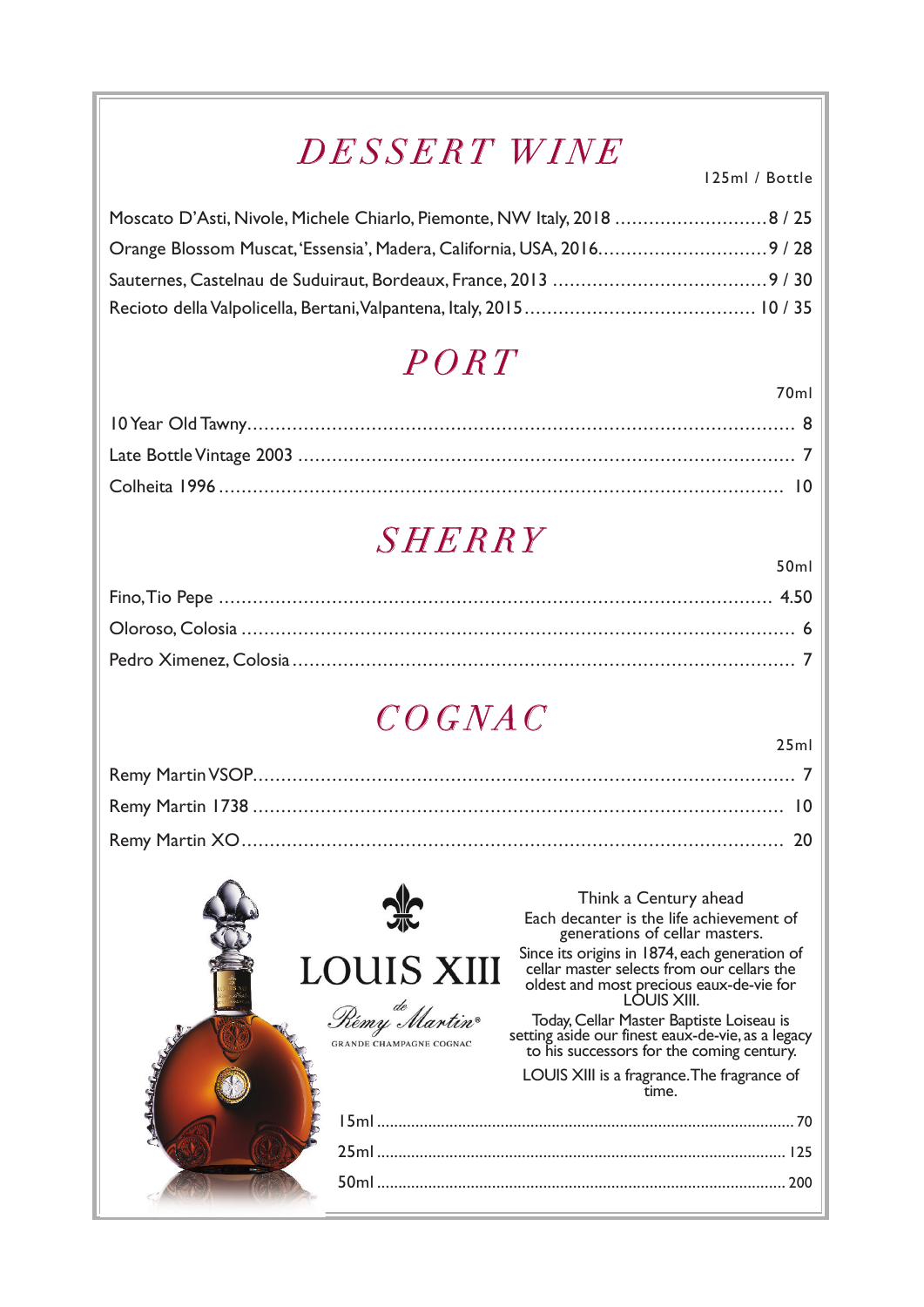# DESSERT WINE

| | 125ml / Bottle |
|---|---|
| Moscato D'Asti, Nivole, Michele Chiarlo, Piemonte, NW Italy, 2018 | 8 / 25 |
| Orange Blossom Muscat, 'Essensia', Madera, California, USA, 2016 | 9 / 28 |
| Sauternes, Castelnau de Suduiraut, Bordeaux, France, 2013 | 9 / 30 |
| Recioto della Valpolicella, Bertani, Valpantena, Italy, 2015 | 10 / 35 |

# PORT

| | 70ml |
|---|---|
| 10 Year Old Tawny | 8 |
| Late Bottle Vintage 2003 | 7 |
| Colheita 1996 | 10 |

# SHERRY

| | 50ml |
|---|---|
| Fino, Tio Pepe | 4.50 |
| Oloroso, Colosia | 6 |
| Pedro Ximenez, Colosia | 7 |

# COGNAC

| | 25ml |
|---|---|
| Remy Martin VSOP | 7 |
| Remy Martin 1738 | 10 |
| Remy Martin XO | 20 |

## LOUIS XIII

*de Rémy Martin®*

GRANDE CHAMPAGNE COGNAC

Think a Century ahead

Each decanter is the life achievement of generations of cellar masters.

Since its origins in 1874, each generation of cellar master selects from our cellars the oldest and most precious eaux-de-vie for LOUIS XIII.

Today, Cellar Master Baptiste Loiseau is setting aside our finest eaux-de-vie, as a legacy to his successors for the coming century.

LOUIS XIII is a fragrance. The fragrance of time.

| | |
|---|---|
| 15ml | 70 |
| 25ml | 125 |
| 50ml | 200 |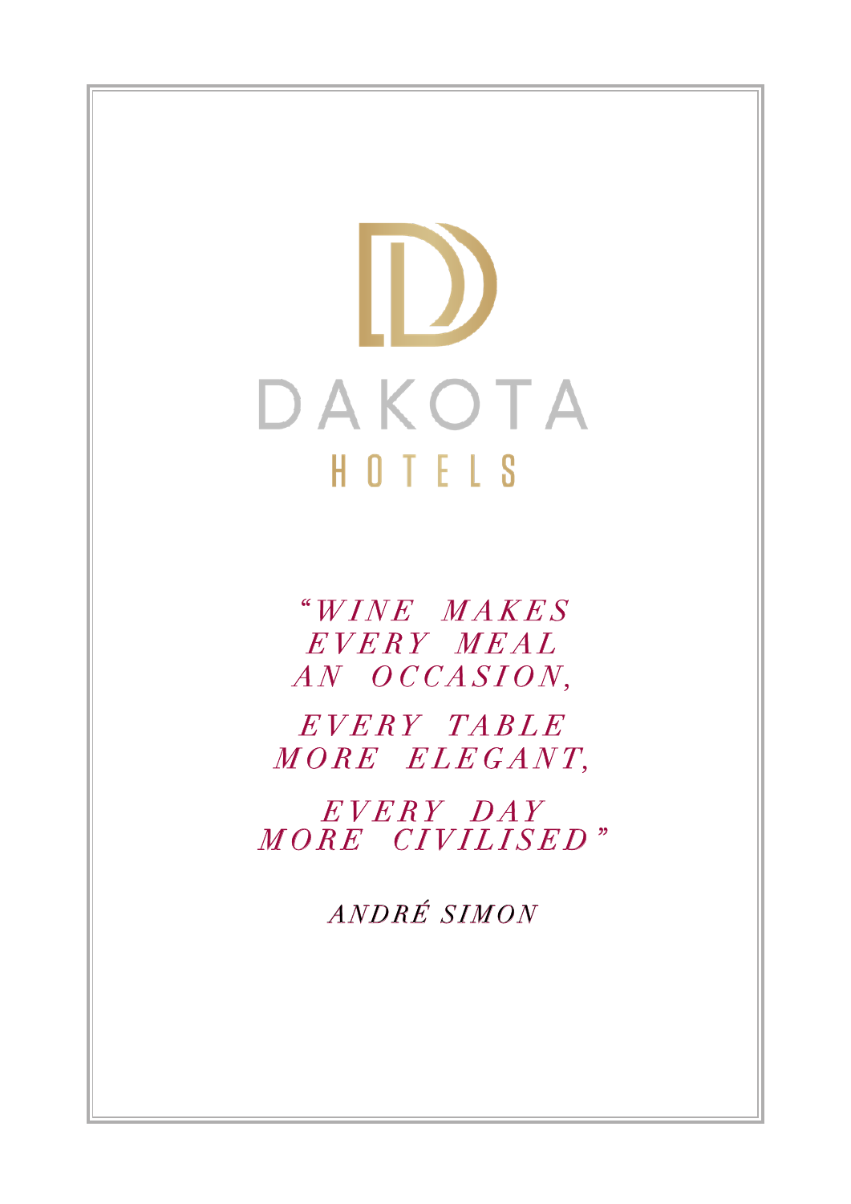DAKOTA

HOTELS

*"WINE MAKES EVERY MEAL AN OCCASION,*

*EVERY TABLE MORE ELEGANT,*

*EVERY DAY MORE CIVILISED"*

*ANDRÉ SIMON*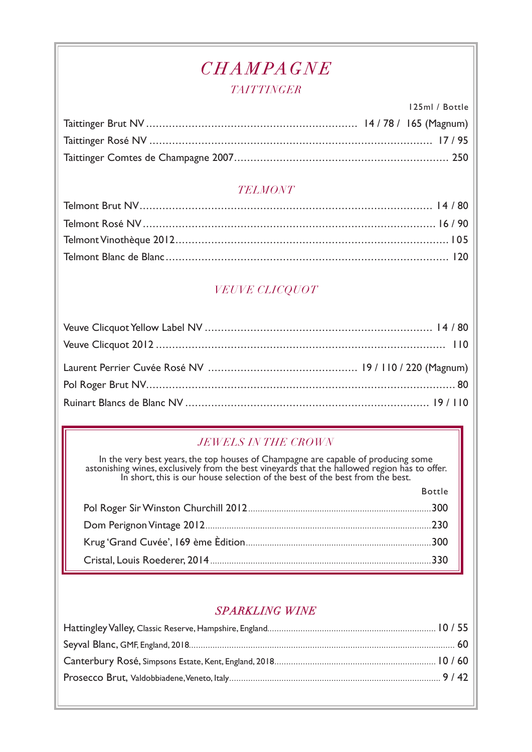# *CHAMPAGNE*

## *TAITTINGER*

| | 125ml / Bottle |
|---|---|
| Taittinger Brut NV | 14 / 78 / 165 (Magnum) |
| Taittinger Rosé NV | 17 / 95 |
| Taittinger Comtes de Champagne 2007 | 250 |

## *TELMONT*

| | |
|---|---|
| Telmont Brut NV | 14 / 80 |
| Telmont Rosé NV | 16 / 90 |
| Telmont Vinothèque 2012 | 105 |
| Telmont Blanc de Blanc | 120 |

## *VEUVE CLICQUOT*

| | |
|---|---|
| Veuve Clicquot Yellow Label NV | 14 / 80 |
| Veuve Clicquot 2012 | 110 |
| Laurent Perrier Cuvée Rosé NV | 19 / 110 / 220 (Magnum) |
| Pol Roger Brut NV | 80 |
| Ruinart Blancs de Blanc NV | 19 / 110 |

## *JEWELS IN THE CROWN*

In the very best years, the top houses of Champagne are capable of producing some astonishing wines, exclusively from the best vineyards that the hallowed region has to offer. In short, this is our house selection of the best of the best from the best.

| | Bottle |
|---|---|
| Pol Roger Sir Winston Churchill 2012 | 300 |
| Dom Perignon Vintage 2012 | 230 |
| Krug 'Grand Cuvée', 169 ème Èdition | 300 |
| Cristal, Louis Roederer, 2014 | 330 |

## *SPARKLING WINE*

| | |
|---|---|
| Hattingley Valley, Classic Reserve, Hampshire, England | 10 / 55 |
| Seyval Blanc, GMF, England, 2018 | 60 |
| Canterbury Rosé, Simpsons Estate, Kent, England, 2018 | 10 / 60 |
| Prosecco Brut, Valdobbiadene, Veneto, Italy | 9 / 42 |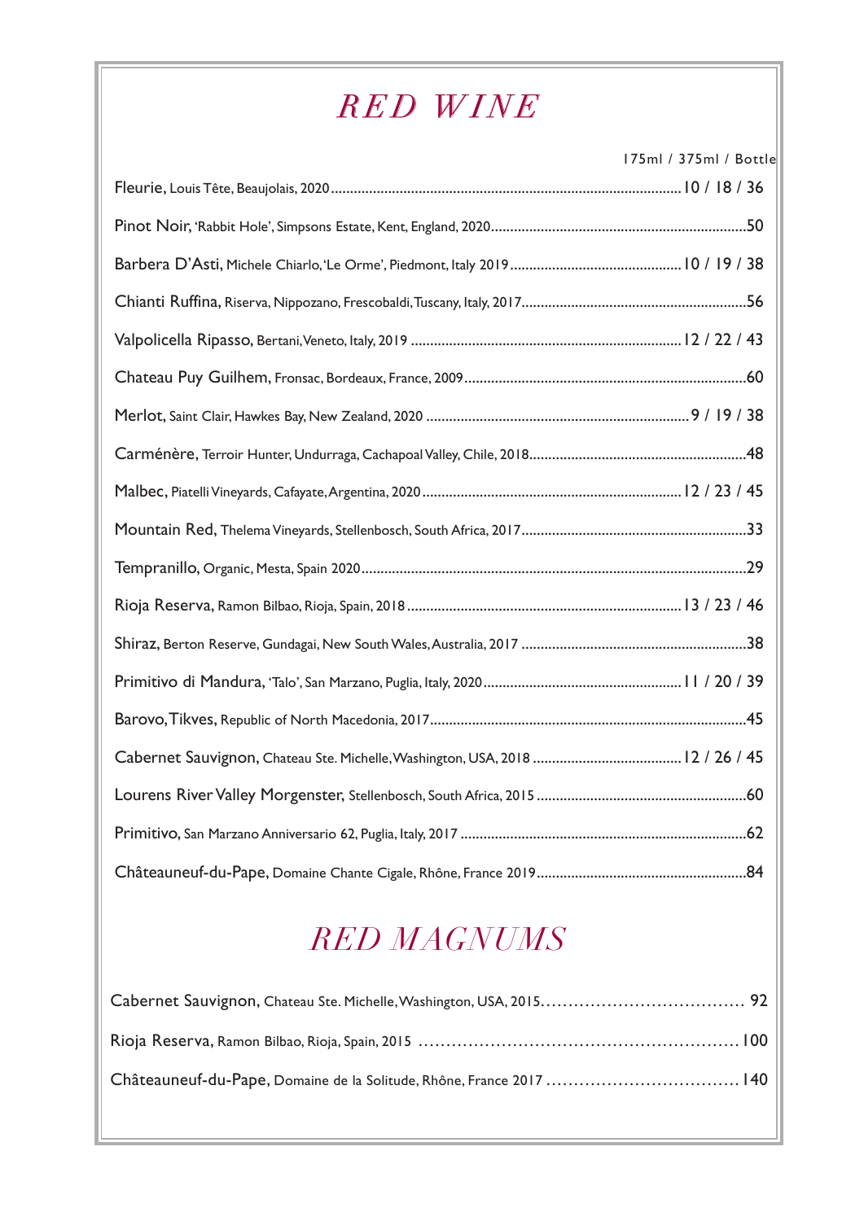# *RED WINE*

| | 175ml / 375ml / Bottle |
|---|---|
| Fleurie, Louis Tête, Beaujolais, 2020 | 10 / 18 / 36 |
| Pinot Noir, 'Rabbit Hole', Simpsons Estate, Kent, England, 2020 | 50 |
| Barbera D'Asti, Michele Chiarlo, 'Le Orme', Piedmont, Italy 2019 | 10 / 19 / 38 |
| Chianti Ruffina, Riserva, Nippozano, Frescobaldi, Tuscany, Italy, 2017 | 56 |
| Valpolicella Ripasso, Bertani, Veneto, Italy, 2019 | 12 / 22 / 43 |
| Chateau Puy Guilhem, Fronsac, Bordeaux, France, 2009 | 60 |
| Merlot, Saint Clair, Hawkes Bay, New Zealand, 2020 | 9 / 19 / 38 |
| Carménère, Terroir Hunter, Undurraga, Cachapoal Valley, Chile, 2018 | 48 |
| Malbec, Piatelli Vineyards, Cafayate, Argentina, 2020 | 12 / 23 / 45 |
| Mountain Red, Thelema Vineyards, Stellenbosch, South Africa, 2017 | 33 |
| Tempranillo, Organic, Mesta, Spain 2020 | 29 |
| Rioja Reserva, Ramon Bilbao, Rioja, Spain, 2018 | 13 / 23 / 46 |
| Shiraz, Berton Reserve, Gundagai, New South Wales, Australia, 2017 | 38 |
| Primitivo di Mandura, 'Talo', San Marzano, Puglia, Italy, 2020 | 11 / 20 / 39 |
| Barovo, Tikves, Republic of North Macedonia, 2017 | 45 |
| Cabernet Sauvignon, Chateau Ste. Michelle, Washington, USA, 2018 | 12 / 26 / 45 |
| Lourens River Valley Morgenster, Stellenbosch, South Africa, 2015 | 60 |
| Primitivo, San Marzano Anniversario 62, Puglia, Italy, 2017 | 62 |
| Châteauneuf-du-Pape, Domaine Chante Cigale, Rhône, France 2019 | 84 |

# *RED MAGNUMS*

| | |
|---|---|
| Cabernet Sauvignon, Chateau Ste. Michelle, Washington, USA, 2015 | 92 |
| Rioja Reserva, Ramon Bilbao, Rioja, Spain, 2015 | 100 |
| Châteauneuf-du-Pape, Domaine de la Solitude, Rhône, France 2017 | 140 |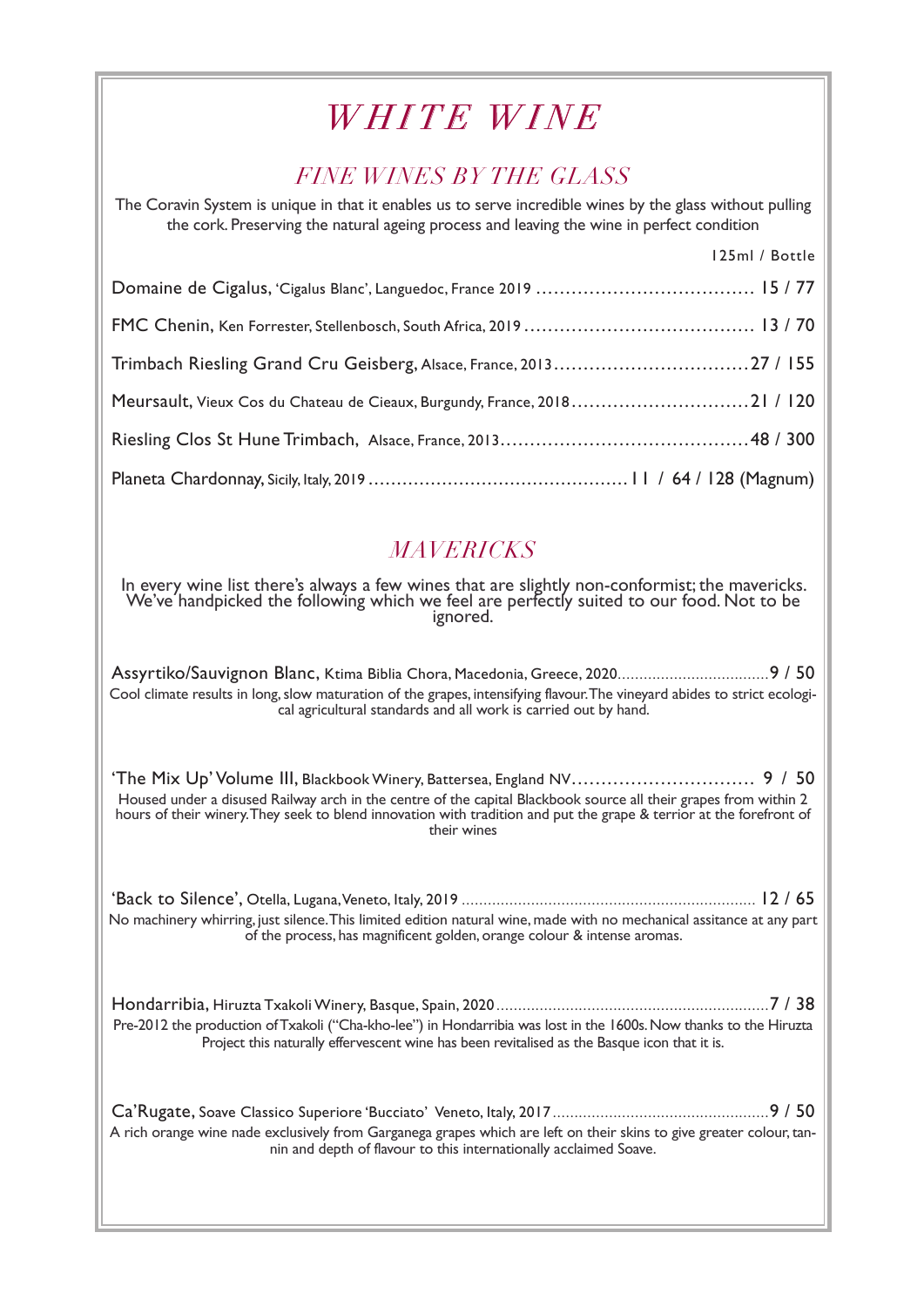# WHITE WINE

## FINE WINES BY THE GLASS

The Coravin System is unique in that it enables us to serve incredible wines by the glass without pulling the cork. Preserving the natural ageing process and leaving the wine in perfect condition

| Wine | 125ml / Bottle |
|---|---|
| Domaine de Cigalus, 'Cigalus Blanc', Languedoc, France 2019 | 15 / 77 |
| FMC Chenin, Ken Forrester, Stellenbosch, South Africa, 2019 | 13 / 70 |
| Trimbach Riesling Grand Cru Geisberg, Alsace, France, 2013 | 27 / 155 |
| Meursault, Vieux Cos du Chateau de Cieaux, Burgundy, France, 2018 | 21 / 120 |
| Riesling Clos St Hune Trimbach, Alsace, France, 2013 | 48 / 300 |
| Planeta Chardonnay, Sicily, Italy, 2019 | 11 / 64 / 128 (Magnum) |

## MAVERICKS

In every wine list there's always a few wines that are slightly non-conformist; the mavericks. We've handpicked the following which we feel are perfectly suited to our food. Not to be ignored.

Assyrtiko/Sauvignon Blanc, Ktima Biblia Chora, Macedonia, Greece, 2020 .......... 9 / 50

Cool climate results in long, slow maturation of the grapes, intensifying flavour. The vineyard abides to strict ecological agricultural standards and all work is carried out by hand.

'The Mix Up' Volume III, Blackbook Winery, Battersea, England NV .......... 9 / 50

Housed under a disused Railway arch in the centre of the capital Blackbook source all their grapes from within 2 hours of their winery. They seek to blend innovation with tradition and put the grape & terrior at the forefront of their wines

'Back to Silence', Otella, Lugana, Veneto, Italy, 2019 .......... 12 / 65

No machinery whirring, just silence. This limited edition natural wine, made with no mechanical assitance at any part of the process, has magnificent golden, orange colour & intense aromas.

Hondarribia, Hiruzta Txakoli Winery, Basque, Spain, 2020 .......... 7 / 38

Pre-2012 the production of Txakoli ("Cha-kho-lee") in Hondarribia was lost in the 1600s. Now thanks to the Hiruzta Project this naturally effervescent wine has been revitalised as the Basque icon that it is.

Ca'Rugate, Soave Classico Superiore 'Bucciato' Veneto, Italy, 2017 .......... 9 / 50

A rich orange wine nade exclusively from Garganega grapes which are left on their skins to give greater colour, tannin and depth of flavour to this internationally acclaimed Soave.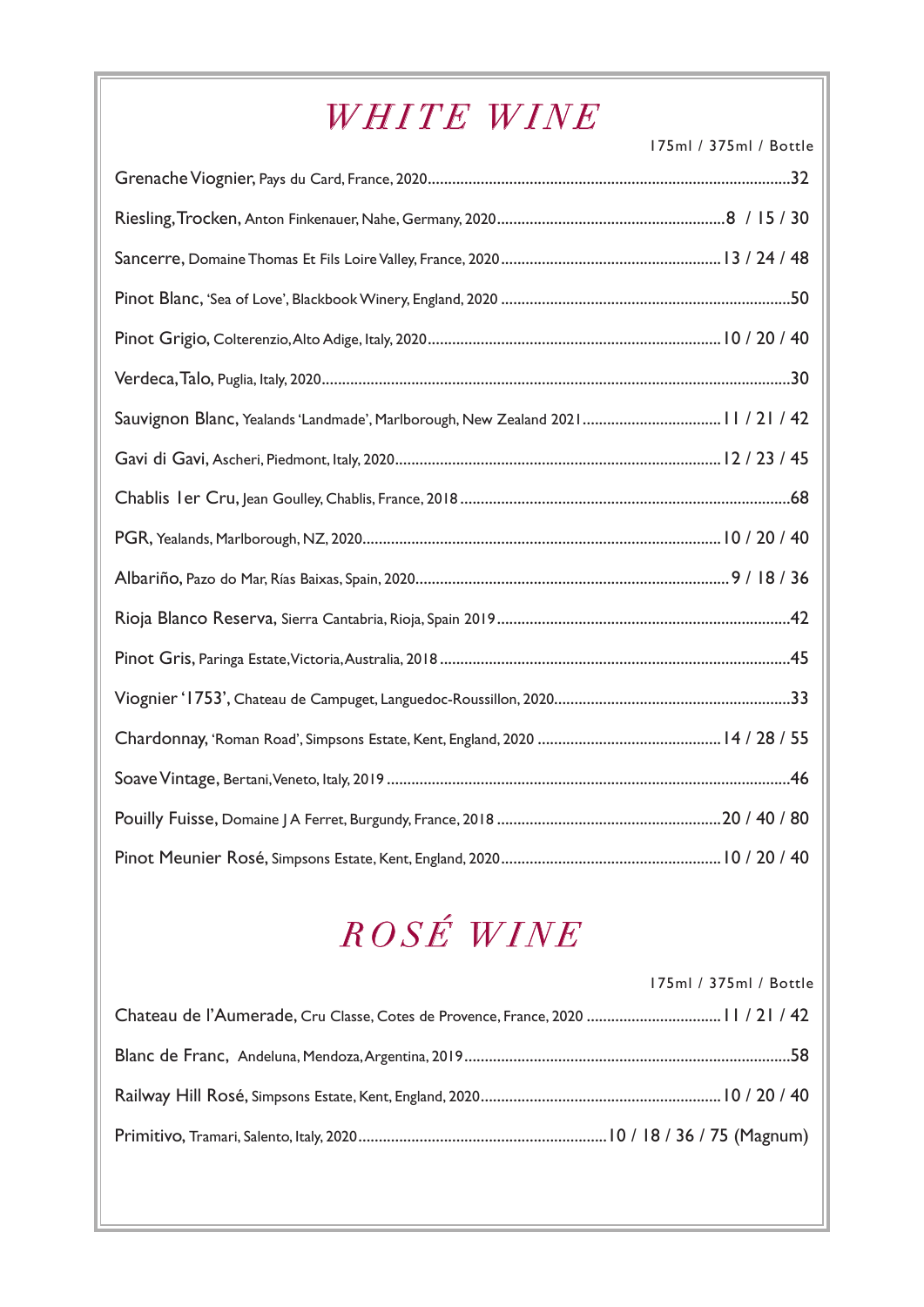# WHITE WINE

175ml / 375ml / Bottle

Grenache Viognier, Pays du Card, France, 2020 .......... 32

Riesling, Trocken, Anton Finkenauer, Nahe, Germany, 2020 .......... 8 / 15 / 30

Sancerre, Domaine Thomas Et Fils Loire Valley, France, 2020 .......... 13 / 24 / 48

Pinot Blanc, 'Sea of Love', Blackbook Winery, England, 2020 .......... 50

Pinot Grigio, Colterenzio, Alto Adige, Italy, 2020 .......... 10 / 20 / 40

Verdeca, Talo, Puglia, Italy, 2020 .......... 30

Sauvignon Blanc, Yealands 'Landmade', Marlborough, New Zealand 2021 .......... 11 / 21 / 42

Gavi di Gavi, Ascheri, Piedmont, Italy, 2020 .......... 12 / 23 / 45

Chablis 1er Cru, Jean Goulley, Chablis, France, 2018 .......... 68

PGR, Yealands, Marlborough, NZ, 2020 .......... 10 / 20 / 40

Albariño, Pazo do Mar, Rías Baixas, Spain, 2020 .......... 9 / 18 / 36

Rioja Blanco Reserva, Sierra Cantabria, Rioja, Spain 2019 .......... 42

Pinot Gris, Paringa Estate, Victoria, Australia, 2018 .......... 45

Viognier '1753', Chateau de Campuget, Languedoc-Roussillon, 2020 .......... 33

Chardonnay, 'Roman Road', Simpsons Estate, Kent, England, 2020 .......... 14 / 28 / 55

Soave Vintage, Bertani, Veneto, Italy, 2019 .......... 46

Pouilly Fuisse, Domaine J A Ferret, Burgundy, France, 2018 .......... 20 / 40 / 80

Pinot Meunier Rosé, Simpsons Estate, Kent, England, 2020 .......... 10 / 20 / 40

# ROSÉ WINE

175ml / 375ml / Bottle

Chateau de l'Aumerade, Cru Classe, Cotes de Provence, France, 2020 .......... 11 / 21 / 42

Blanc de Franc, Andeluna, Mendoza, Argentina, 2019 .......... 58

Railway Hill Rosé, Simpsons Estate, Kent, England, 2020 .......... 10 / 20 / 40

Primitivo, Tramari, Salento, Italy, 2020 .......... 10 / 18 / 36 / 75 (Magnum)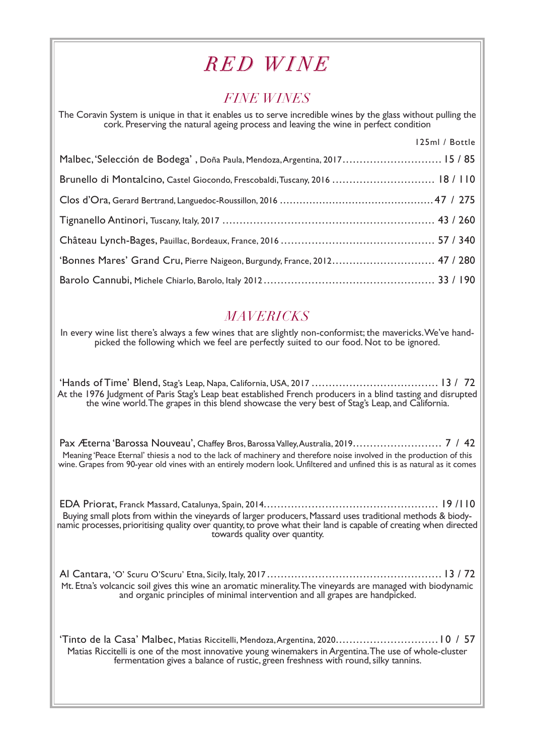# *RED WINE*

## *FINE WINES*

The Coravin System is unique in that it enables us to serve incredible wines by the glass without pulling the cork. Preserving the natural ageing process and leaving the wine in perfect condition

| | 125ml / Bottle |
|---|---|
| Malbec, 'Selección de Bodega' , Doña Paula, Mendoza, Argentina, 2017 | 15 / 85 |
| Brunello di Montalcino, Castel Giocondo, Frescobaldi, Tuscany, 2016 | 18 / 110 |
| Clos d'Ora, Gerard Bertrand, Languedoc-Roussillon, 2016 | 47 / 275 |
| Tignanello Antinori, Tuscany, Italy, 2017 | 43 / 260 |
| Château Lynch-Bages, Pauillac, Bordeaux, France, 2016 | 57 / 340 |
| 'Bonnes Mares' Grand Cru, Pierre Naigeon, Burgundy, France, 2012 | 47 / 280 |
| Barolo Cannubi, Michele Chiarlo, Barolo, Italy 2012 | 33 / 190 |

## *MAVERICKS*

In every wine list there's always a few wines that are slightly non-conformist; the mavericks. We've hand-picked the following which we feel are perfectly suited to our food. Not to be ignored.

'Hands of Time' Blend, Stag's Leap, Napa, California, USA, 2017 .................................. 13 / 72

At the 1976 Judgment of Paris Stag's Leap beat established French producers in a blind tasting and disrupted the wine world. The grapes in this blend showcase the very best of Stag's Leap, and California.

Pax Æterna 'Barossa Nouveau', Chaffey Bros, Barossa Valley, Australia, 2019.......................... 7 / 42

Meaning 'Peace Eternal' thiesis a nod to the lack of machinery and therefore noise involved in the production of this wine. Grapes from 90-year old vines with an entirely modern look. Unfiltered and unfined this is as natural as it comes

EDA Priorat, Franck Massard, Catalunya, Spain, 2014.................................................. 19 /110

Buying small plots from within the vineyards of larger producers, Massard uses traditional methods & biody-namic processes, prioritising quality over quantity, to prove what their land is capable of creating when directed towards quality over quantity.

Al Cantara, 'O' Scuru O'Scuru' Etna, Sicily, Italy, 2017 .................................................. 13 / 72

Mt. Etna's volcancic soil gives this wine an aromatic minerality. The vineyards are managed with biodynamic and organic principles of minimal intervention and all grapes are handpicked.

'Tinto de la Casa' Malbec, Matias Riccitelli, Mendoza, Argentina, 2020.............................. 10 / 57

Matias Riccitelli is one of the most innovative young winemakers in Argentina. The use of whole-cluster fermentation gives a balance of rustic, green freshness with round, silky tannins.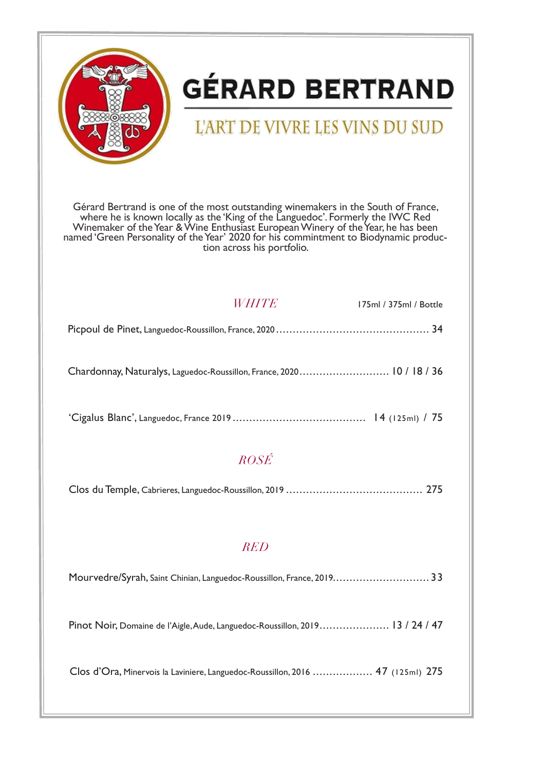# GÉRARD BERTRAND

## L'ART DE VIVRE LES VINS DU SUD

Gérard Bertrand is one of the most outstanding winemakers in the South of France, where he is known locally as the 'King of the Languedoc'. Formerly the IWC Red Winemaker of the Year & Wine Enthusiast European Winery of the Year, he has been named 'Green Personality of the Year' 2020 for his commintment to Biodynamic production across his portfolio.

### *WHITE*

175ml / 375ml / Bottle

Picpoul de Pinet, Languedoc-Roussillon, France, 2020 .......... 34

Chardonnay, Naturalys, Laguedoc-Roussillon, France, 2020 .......... 10 / 18 / 36

'Cigalus Blanc', Languedoc, France 2019 .......... 14 (125ml) / 75

### *ROSÉ*

Clos du Temple, Cabrieres, Languedoc-Roussillon, 2019 .......... 275

### *RED*

Mourvedre/Syrah, Saint Chinian, Languedoc-Roussillon, France, 2019 .......... 33

Pinot Noir, Domaine de l'Aigle, Aude, Languedoc-Roussillon, 2019 .......... 13 / 24 / 47

Clos d'Ora, Minervois la Laviniere, Languedoc-Roussillon, 2016 .......... 47 (125ml) 275